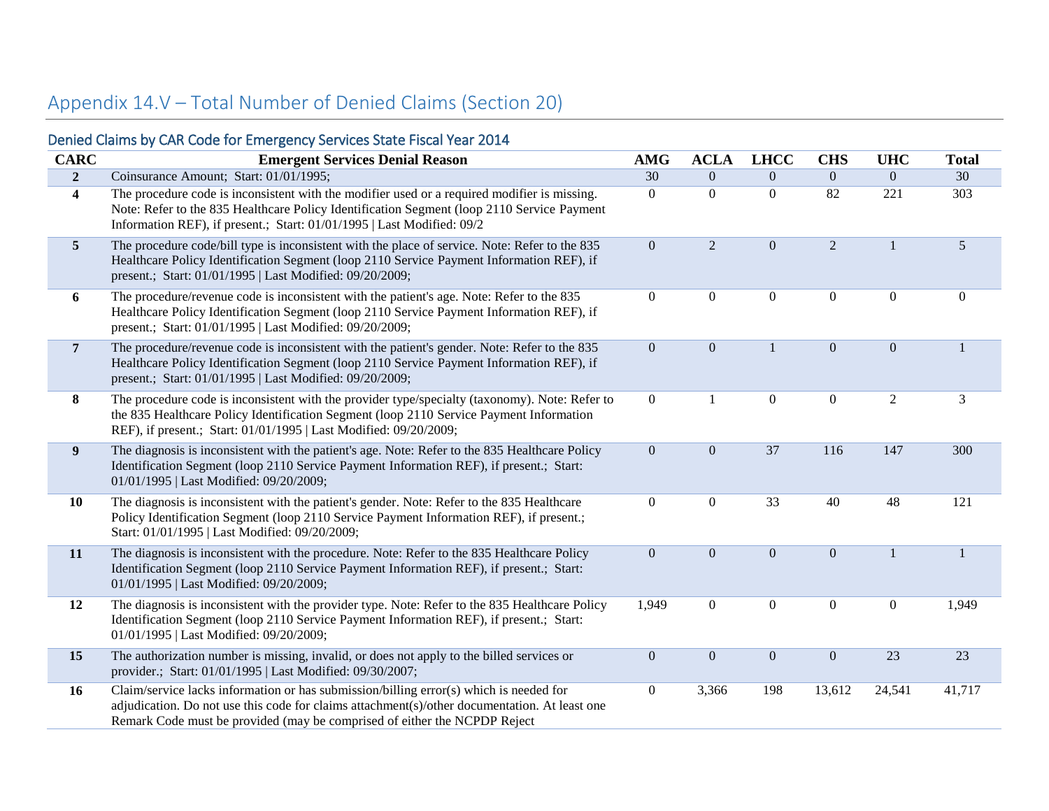# Appendix 14.V – Total Number of Denied Claims (Section 20)

## Denied Claims by CAR Code for Emergency Services State Fiscal Year 2014

| CARC | Emergent Services Denial Reason | AMG | ACLA | LHCC | CHS | UHC | Total |
|---|---|---|---|---|---|---|---|
| **2** | Coinsurance Amount; Start: 01/01/1995; | 30 | 0 | 0 | 0 | 0 | 30 |
| **4** | The procedure code is inconsistent with the modifier used or a required modifier is missing. Note: Refer to the 835 Healthcare Policy Identification Segment (loop 2110 Service Payment Information REF), if present.; Start: 01/01/1995 \| Last Modified: 09/2 | 0 | 0 | 0 | 82 | 221 | 303 |
| **5** | The procedure code/bill type is inconsistent with the place of service. Note: Refer to the 835 Healthcare Policy Identification Segment (loop 2110 Service Payment Information REF), if present.; Start: 01/01/1995 \| Last Modified: 09/20/2009; | 0 | 2 | 0 | 2 | 1 | 5 |
| **6** | The procedure/revenue code is inconsistent with the patient's age. Note: Refer to the 835 Healthcare Policy Identification Segment (loop 2110 Service Payment Information REF), if present.; Start: 01/01/1995 \| Last Modified: 09/20/2009; | 0 | 0 | 0 | 0 | 0 | 0 |
| **7** | The procedure/revenue code is inconsistent with the patient's gender. Note: Refer to the 835 Healthcare Policy Identification Segment (loop 2110 Service Payment Information REF), if present.; Start: 01/01/1995 \| Last Modified: 09/20/2009; | 0 | 0 | 1 | 0 | 0 | 1 |
| **8** | The procedure code is inconsistent with the provider type/specialty (taxonomy). Note: Refer to the 835 Healthcare Policy Identification Segment (loop 2110 Service Payment Information REF), if present.; Start: 01/01/1995 \| Last Modified: 09/20/2009; | 0 | 1 | 0 | 0 | 2 | 3 |
| **9** | The diagnosis is inconsistent with the patient's age. Note: Refer to the 835 Healthcare Policy Identification Segment (loop 2110 Service Payment Information REF), if present.; Start: 01/01/1995 \| Last Modified: 09/20/2009; | 0 | 0 | 37 | 116 | 147 | 300 |
| **10** | The diagnosis is inconsistent with the patient's gender. Note: Refer to the 835 Healthcare Policy Identification Segment (loop 2110 Service Payment Information REF), if present.; Start: 01/01/1995 \| Last Modified: 09/20/2009; | 0 | 0 | 33 | 40 | 48 | 121 |
| **11** | The diagnosis is inconsistent with the procedure. Note: Refer to the 835 Healthcare Policy Identification Segment (loop 2110 Service Payment Information REF), if present.; Start: 01/01/1995 \| Last Modified: 09/20/2009; | 0 | 0 | 0 | 0 | 1 | 1 |
| **12** | The diagnosis is inconsistent with the provider type. Note: Refer to the 835 Healthcare Policy Identification Segment (loop 2110 Service Payment Information REF), if present.; Start: 01/01/1995 \| Last Modified: 09/20/2009; | 1,949 | 0 | 0 | 0 | 0 | 1,949 |
| **15** | The authorization number is missing, invalid, or does not apply to the billed services or provider.; Start: 01/01/1995 \| Last Modified: 09/30/2007; | 0 | 0 | 0 | 0 | 23 | 23 |
| **16** | Claim/service lacks information or has submission/billing error(s) which is needed for adjudication. Do not use this code for claims attachment(s)/other documentation. At least one Remark Code must be provided (may be comprised of either the NCPDP Reject | 0 | 3,366 | 198 | 13,612 | 24,541 | 41,717 |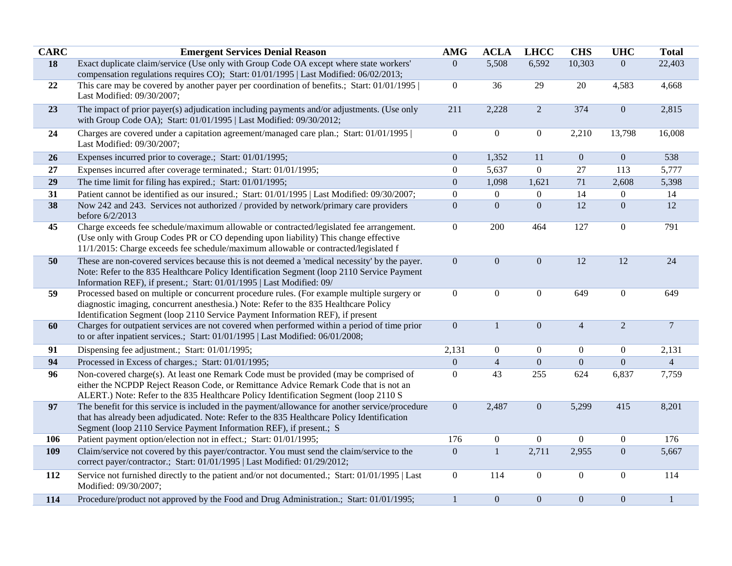| CARC | Emergent Services Denial Reason | AMG | ACLA | LHCC | CHS | UHC | Total |
|---|---|---|---|---|---|---|---|
| 18 | Exact duplicate claim/service (Use only with Group Code OA except where state workers' compensation regulations requires CO); Start: 01/01/1995 \| Last Modified: 06/02/2013; | 0 | 5,508 | 6,592 | 10,303 | 0 | 22,403 |
| 22 | This care may be covered by another payer per coordination of benefits.; Start: 01/01/1995 \| Last Modified: 09/30/2007; | 0 | 36 | 29 | 20 | 4,583 | 4,668 |
| 23 | The impact of prior payer(s) adjudication including payments and/or adjustments. (Use only with Group Code OA); Start: 01/01/1995 \| Last Modified: 09/30/2012; | 211 | 2,228 | 2 | 374 | 0 | 2,815 |
| 24 | Charges are covered under a capitation agreement/managed care plan.; Start: 01/01/1995 \| Last Modified: 09/30/2007; | 0 | 0 | 0 | 2,210 | 13,798 | 16,008 |
| 26 | Expenses incurred prior to coverage.; Start: 01/01/1995; | 0 | 1,352 | 11 | 0 | 0 | 538 |
| 27 | Expenses incurred after coverage terminated.; Start: 01/01/1995; | 0 | 5,637 | 0 | 27 | 113 | 5,777 |
| 29 | The time limit for filing has expired.; Start: 01/01/1995; | 0 | 1,098 | 1,621 | 71 | 2,608 | 5,398 |
| 31 | Patient cannot be identified as our insured.; Start: 01/01/1995 \| Last Modified: 09/30/2007; | 0 | 0 | 0 | 14 | 0 | 14 |
| 38 | Now 242 and 243. Services not authorized / provided by network/primary care providers before 6/2/2013 | 0 | 0 | 0 | 12 | 0 | 12 |
| 45 | Charge exceeds fee schedule/maximum allowable or contracted/legislated fee arrangement. (Use only with Group Codes PR or CO depending upon liability) This change effective 11/1/2015: Charge exceeds fee schedule/maximum allowable or contracted/legislated f | 0 | 200 | 464 | 127 | 0 | 791 |
| 50 | These are non-covered services because this is not deemed a 'medical necessity' by the payer. Note: Refer to the 835 Healthcare Policy Identification Segment (loop 2110 Service Payment Information REF), if present.; Start: 01/01/1995 \| Last Modified: 09/ | 0 | 0 | 0 | 12 | 12 | 24 |
| 59 | Processed based on multiple or concurrent procedure rules. (For example multiple surgery or diagnostic imaging, concurrent anesthesia.) Note: Refer to the 835 Healthcare Policy Identification Segment (loop 2110 Service Payment Information REF), if present | 0 | 0 | 0 | 649 | 0 | 649 |
| 60 | Charges for outpatient services are not covered when performed within a period of time prior to or after inpatient services.; Start: 01/01/1995 \| Last Modified: 06/01/2008; | 0 | 1 | 0 | 4 | 2 | 7 |
| 91 | Dispensing fee adjustment.; Start: 01/01/1995; | 2,131 | 0 | 0 | 0 | 0 | 2,131 |
| 94 | Processed in Excess of charges.; Start: 01/01/1995; | 0 | 4 | 0 | 0 | 0 | 4 |
| 96 | Non-covered charge(s). At least one Remark Code must be provided (may be comprised of either the NCPDP Reject Reason Code, or Remittance Advice Remark Code that is not an ALERT.) Note: Refer to the 835 Healthcare Policy Identification Segment (loop 2110 S | 0 | 43 | 255 | 624 | 6,837 | 7,759 |
| 97 | The benefit for this service is included in the payment/allowance for another service/procedure that has already been adjudicated. Note: Refer to the 835 Healthcare Policy Identification Segment (loop 2110 Service Payment Information REF), if present.; S | 0 | 2,487 | 0 | 5,299 | 415 | 8,201 |
| 106 | Patient payment option/election not in effect.; Start: 01/01/1995; | 176 | 0 | 0 | 0 | 0 | 176 |
| 109 | Claim/service not covered by this payer/contractor. You must send the claim/service to the correct payer/contractor.; Start: 01/01/1995 \| Last Modified: 01/29/2012; | 0 | 1 | 2,711 | 2,955 | 0 | 5,667 |
| 112 | Service not furnished directly to the patient and/or not documented.; Start: 01/01/1995 \| Last Modified: 09/30/2007; | 0 | 114 | 0 | 0 | 0 | 114 |
| 114 | Procedure/product not approved by the Food and Drug Administration.; Start: 01/01/1995; | 1 | 0 | 0 | 0 | 0 | 1 |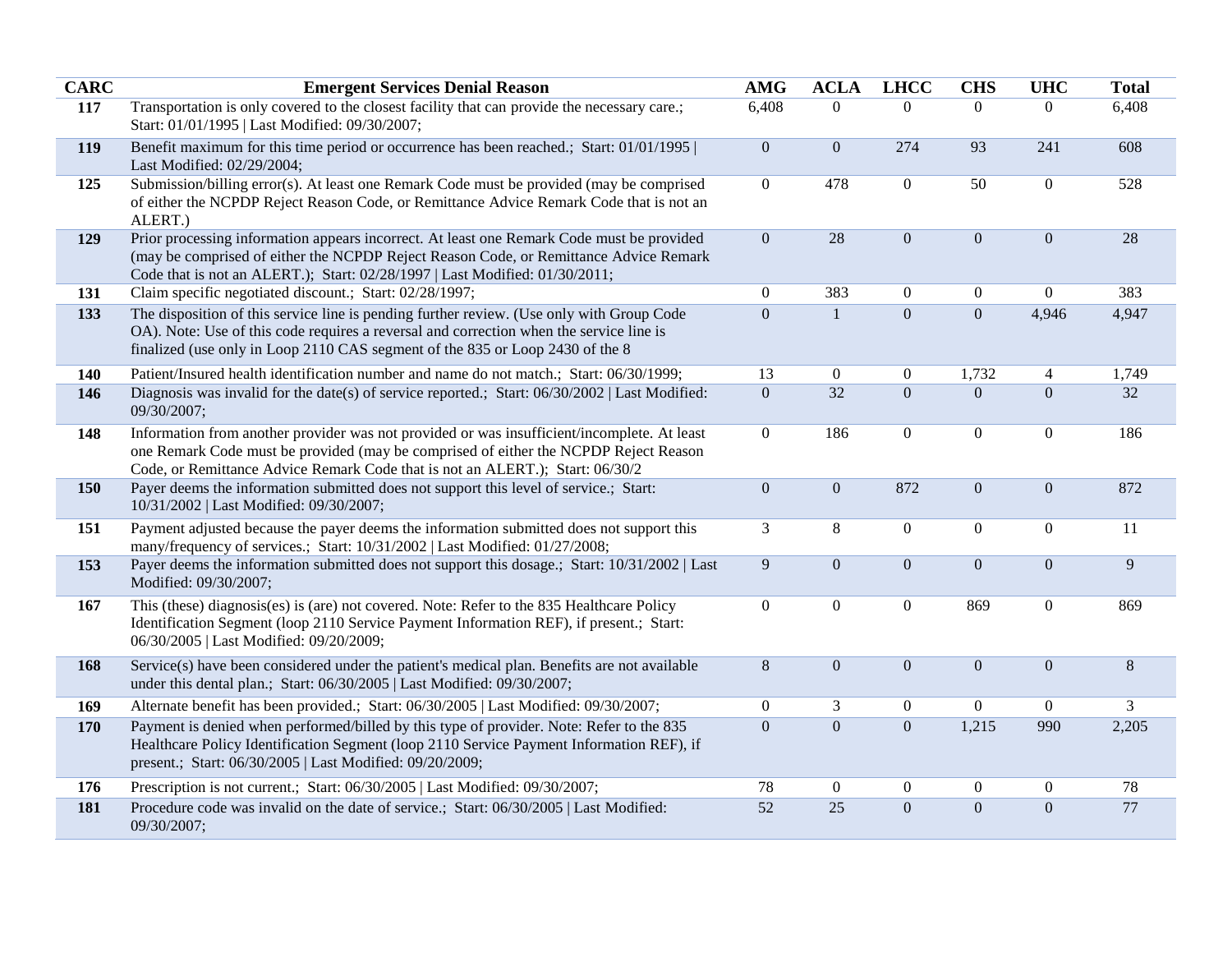| CARC | Emergent Services Denial Reason | AMG | ACLA | LHCC | CHS | UHC | Total |
|---|---|---|---|---|---|---|---|
| 117 | Transportation is only covered to the closest facility that can provide the necessary care.; Start: 01/01/1995 \| Last Modified: 09/30/2007; | 6,408 | 0 | 0 | 0 | 0 | 6,408 |
| 119 | Benefit maximum for this time period or occurrence has been reached.; Start: 01/01/1995 \| Last Modified: 02/29/2004; | 0 | 0 | 274 | 93 | 241 | 608 |
| 125 | Submission/billing error(s). At least one Remark Code must be provided (may be comprised of either the NCPDP Reject Reason Code, or Remittance Advice Remark Code that is not an ALERT.) | 0 | 478 | 0 | 50 | 0 | 528 |
| 129 | Prior processing information appears incorrect. At least one Remark Code must be provided (may be comprised of either the NCPDP Reject Reason Code, or Remittance Advice Remark Code that is not an ALERT.); Start: 02/28/1997 \| Last Modified: 01/30/2011; | 0 | 28 | 0 | 0 | 0 | 28 |
| 131 | Claim specific negotiated discount.; Start: 02/28/1997; | 0 | 383 | 0 | 0 | 0 | 383 |
| 133 | The disposition of this service line is pending further review. (Use only with Group Code OA). Note: Use of this code requires a reversal and correction when the service line is finalized (use only in Loop 2110 CAS segment of the 835 or Loop 2430 of the 8 | 0 | 1 | 0 | 0 | 4,946 | 4,947 |
| 140 | Patient/Insured health identification number and name do not match.; Start: 06/30/1999; | 13 | 0 | 0 | 1,732 | 4 | 1,749 |
| 146 | Diagnosis was invalid for the date(s) of service reported.; Start: 06/30/2002 \| Last Modified: 09/30/2007; | 0 | 32 | 0 | 0 | 0 | 32 |
| 148 | Information from another provider was not provided or was insufficient/incomplete. At least one Remark Code must be provided (may be comprised of either the NCPDP Reject Reason Code, or Remittance Advice Remark Code that is not an ALERT.); Start: 06/30/2 | 0 | 186 | 0 | 0 | 0 | 186 |
| 150 | Payer deems the information submitted does not support this level of service.; Start: 10/31/2002 \| Last Modified: 09/30/2007; | 0 | 0 | 872 | 0 | 0 | 872 |
| 151 | Payment adjusted because the payer deems the information submitted does not support this many/frequency of services.; Start: 10/31/2002 \| Last Modified: 01/27/2008; | 3 | 8 | 0 | 0 | 0 | 11 |
| 153 | Payer deems the information submitted does not support this dosage.; Start: 10/31/2002 \| Last Modified: 09/30/2007; | 9 | 0 | 0 | 0 | 0 | 9 |
| 167 | This (these) diagnosis(es) is (are) not covered. Note: Refer to the 835 Healthcare Policy Identification Segment (loop 2110 Service Payment Information REF), if present.; Start: 06/30/2005 \| Last Modified: 09/20/2009; | 0 | 0 | 0 | 869 | 0 | 869 |
| 168 | Service(s) have been considered under the patient's medical plan. Benefits are not available under this dental plan.; Start: 06/30/2005 \| Last Modified: 09/30/2007; | 8 | 0 | 0 | 0 | 0 | 8 |
| 169 | Alternate benefit has been provided.; Start: 06/30/2005 \| Last Modified: 09/30/2007; | 0 | 3 | 0 | 0 | 0 | 3 |
| 170 | Payment is denied when performed/billed by this type of provider. Note: Refer to the 835 Healthcare Policy Identification Segment (loop 2110 Service Payment Information REF), if present.; Start: 06/30/2005 \| Last Modified: 09/20/2009; | 0 | 0 | 0 | 1,215 | 990 | 2,205 |
| 176 | Prescription is not current.; Start: 06/30/2005 \| Last Modified: 09/30/2007; | 78 | 0 | 0 | 0 | 0 | 78 |
| 181 | Procedure code was invalid on the date of service.; Start: 06/30/2005 \| Last Modified: 09/30/2007; | 52 | 25 | 0 | 0 | 0 | 77 |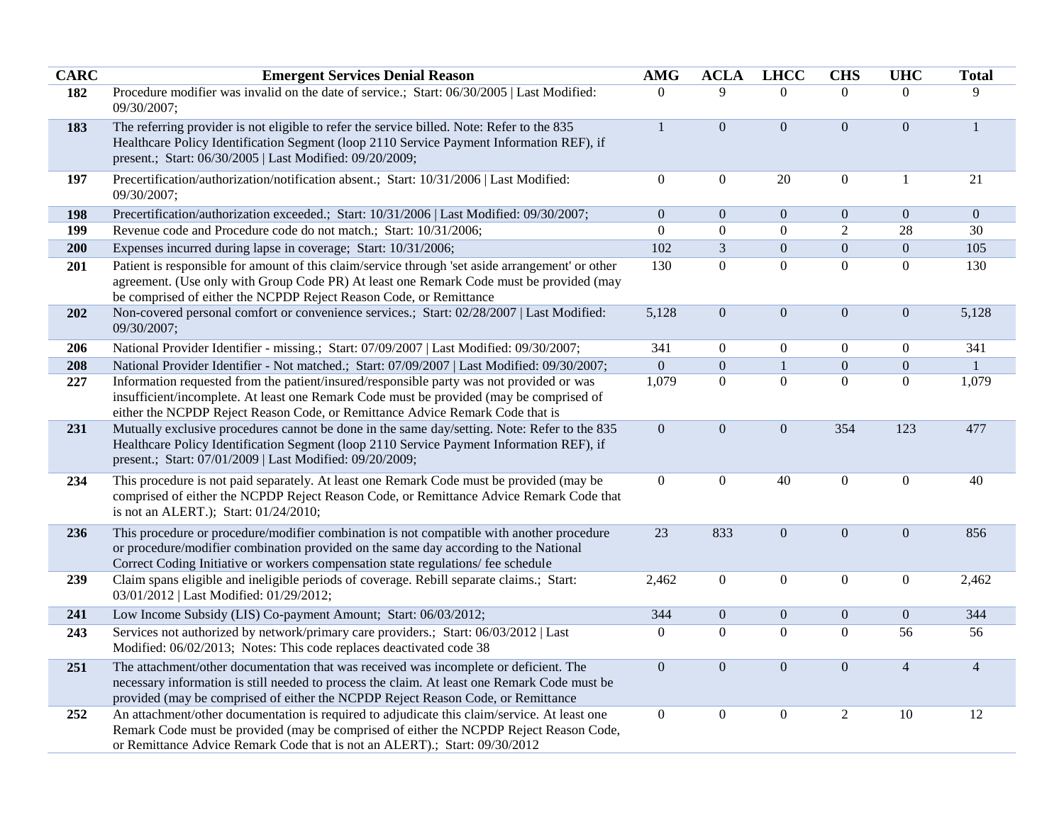| CARC | Emergent Services Denial Reason | AMG | ACLA | LHCC | CHS | UHC | Total |
|---|---|---|---|---|---|---|---|
| 182 | Procedure modifier was invalid on the date of service.; Start: 06/30/2005 \| Last Modified: 09/30/2007; | 0 | 9 | 0 | 0 | 0 | 9 |
| 183 | The referring provider is not eligible to refer the service billed. Note: Refer to the 835 Healthcare Policy Identification Segment (loop 2110 Service Payment Information REF), if present.; Start: 06/30/2005 \| Last Modified: 09/20/2009; | 1 | 0 | 0 | 0 | 0 | 1 |
| 197 | Precertification/authorization/notification absent.; Start: 10/31/2006 \| Last Modified: 09/30/2007; | 0 | 0 | 20 | 0 | 1 | 21 |
| 198 | Precertification/authorization exceeded.; Start: 10/31/2006 \| Last Modified: 09/30/2007; | 0 | 0 | 0 | 0 | 0 | 0 |
| 199 | Revenue code and Procedure code do not match.; Start: 10/31/2006; | 0 | 0 | 0 | 2 | 28 | 30 |
| 200 | Expenses incurred during lapse in coverage; Start: 10/31/2006; | 102 | 3 | 0 | 0 | 0 | 105 |
| 201 | Patient is responsible for amount of this claim/service through 'set aside arrangement' or other agreement. (Use only with Group Code PR) At least one Remark Code must be provided (may be comprised of either the NCPDP Reject Reason Code, or Remittance | 130 | 0 | 0 | 0 | 0 | 130 |
| 202 | Non-covered personal comfort or convenience services.; Start: 02/28/2007 \| Last Modified: 09/30/2007; | 5,128 | 0 | 0 | 0 | 0 | 5,128 |
| 206 | National Provider Identifier - missing.; Start: 07/09/2007 \| Last Modified: 09/30/2007; | 341 | 0 | 0 | 0 | 0 | 341 |
| 208 | National Provider Identifier - Not matched.; Start: 07/09/2007 \| Last Modified: 09/30/2007; | 0 | 0 | 1 | 0 | 0 | 1 |
| 227 | Information requested from the patient/insured/responsible party was not provided or was insufficient/incomplete. At least one Remark Code must be provided (may be comprised of either the NCPDP Reject Reason Code, or Remittance Advice Remark Code that is | 1,079 | 0 | 0 | 0 | 0 | 1,079 |
| 231 | Mutually exclusive procedures cannot be done in the same day/setting. Note: Refer to the 835 Healthcare Policy Identification Segment (loop 2110 Service Payment Information REF), if present.; Start: 07/01/2009 \| Last Modified: 09/20/2009; | 0 | 0 | 0 | 354 | 123 | 477 |
| 234 | This procedure is not paid separately. At least one Remark Code must be provided (may be comprised of either the NCPDP Reject Reason Code, or Remittance Advice Remark Code that is not an ALERT.); Start: 01/24/2010; | 0 | 0 | 40 | 0 | 0 | 40 |
| 236 | This procedure or procedure/modifier combination is not compatible with another procedure or procedure/modifier combination provided on the same day according to the National Correct Coding Initiative or workers compensation state regulations/ fee schedule | 23 | 833 | 0 | 0 | 0 | 856 |
| 239 | Claim spans eligible and ineligible periods of coverage. Rebill separate claims.; Start: 03/01/2012 \| Last Modified: 01/29/2012; | 2,462 | 0 | 0 | 0 | 0 | 2,462 |
| 241 | Low Income Subsidy (LIS) Co-payment Amount; Start: 06/03/2012; | 344 | 0 | 0 | 0 | 0 | 344 |
| 243 | Services not authorized by network/primary care providers.; Start: 06/03/2012 \| Last Modified: 06/02/2013; Notes: This code replaces deactivated code 38 | 0 | 0 | 0 | 0 | 56 | 56 |
| 251 | The attachment/other documentation that was received was incomplete or deficient. The necessary information is still needed to process the claim. At least one Remark Code must be provided (may be comprised of either the NCPDP Reject Reason Code, or Remittance | 0 | 0 | 0 | 0 | 4 | 4 |
| 252 | An attachment/other documentation is required to adjudicate this claim/service. At least one Remark Code must be provided (may be comprised of either the NCPDP Reject Reason Code, or Remittance Advice Remark Code that is not an ALERT).; Start: 09/30/2012 | 0 | 0 | 0 | 2 | 10 | 12 |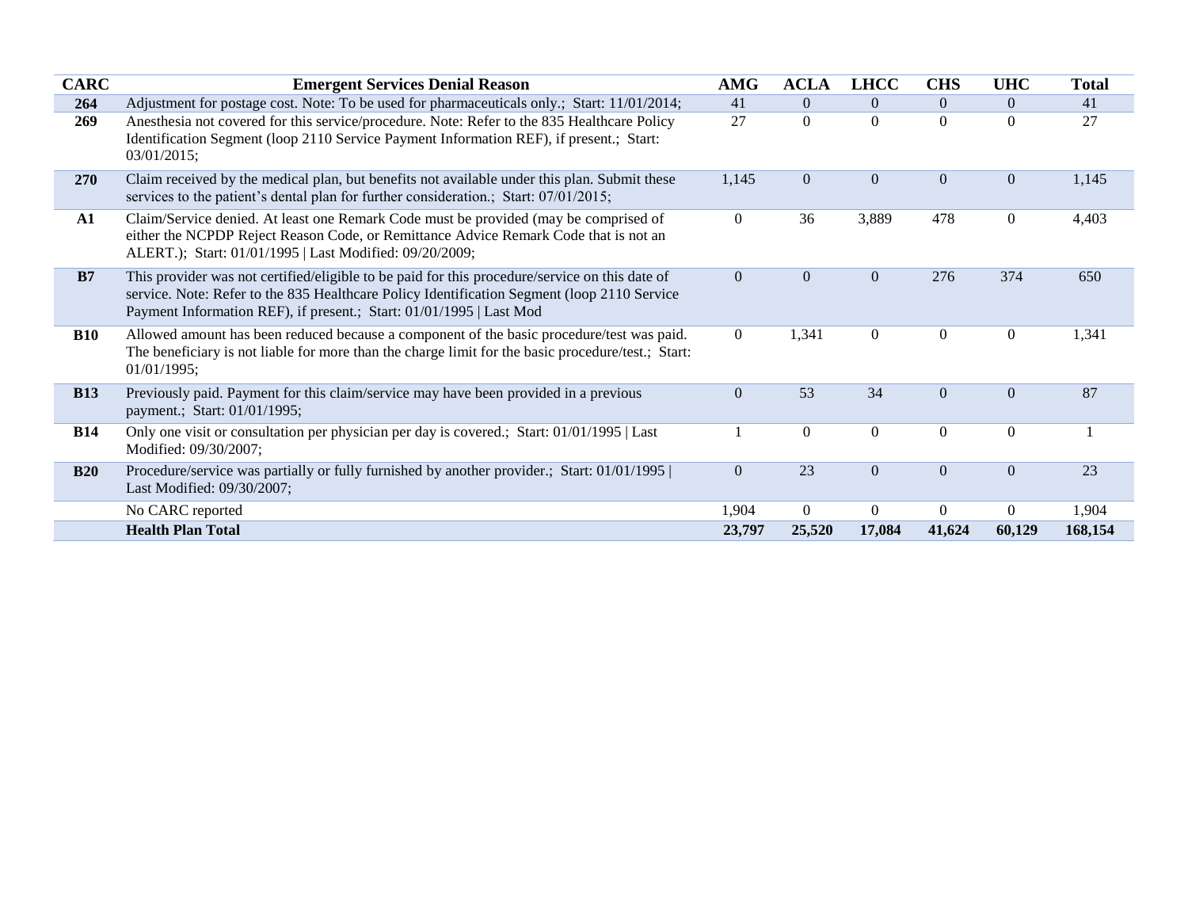| CARC | Emergent Services Denial Reason | AMG | ACLA | LHCC | CHS | UHC | Total |
|---|---|---|---|---|---|---|---|
| **264** | Adjustment for postage cost. Note: To be used for pharmaceuticals only.; Start: 11/01/2014; | 41 | 0 | 0 | 0 | 0 | 41 |
| **269** | Anesthesia not covered for this service/procedure. Note: Refer to the 835 Healthcare Policy Identification Segment (loop 2110 Service Payment Information REF), if present.; Start: 03/01/2015; | 27 | 0 | 0 | 0 | 0 | 27 |
| **270** | Claim received by the medical plan, but benefits not available under this plan. Submit these services to the patient's dental plan for further consideration.; Start: 07/01/2015; | 1,145 | 0 | 0 | 0 | 0 | 1,145 |
| **A1** | Claim/Service denied. At least one Remark Code must be provided (may be comprised of either the NCPDP Reject Reason Code, or Remittance Advice Remark Code that is not an ALERT.); Start: 01/01/1995 \| Last Modified: 09/20/2009; | 0 | 36 | 3,889 | 478 | 0 | 4,403 |
| **B7** | This provider was not certified/eligible to be paid for this procedure/service on this date of service. Note: Refer to the 835 Healthcare Policy Identification Segment (loop 2110 Service Payment Information REF), if present.; Start: 01/01/1995 \| Last Mod | 0 | 0 | 0 | 276 | 374 | 650 |
| **B10** | Allowed amount has been reduced because a component of the basic procedure/test was paid. The beneficiary is not liable for more than the charge limit for the basic procedure/test.; Start: 01/01/1995; | 0 | 1,341 | 0 | 0 | 0 | 1,341 |
| **B13** | Previously paid. Payment for this claim/service may have been provided in a previous payment.; Start: 01/01/1995; | 0 | 53 | 34 | 0 | 0 | 87 |
| **B14** | Only one visit or consultation per physician per day is covered.; Start: 01/01/1995 \| Last Modified: 09/30/2007; | 1 | 0 | 0 | 0 | 0 | 1 |
| **B20** | Procedure/service was partially or fully furnished by another provider.; Start: 01/01/1995 \| Last Modified: 09/30/2007; | 0 | 23 | 0 | 0 | 0 | 23 |
| | No CARC reported | 1,904 | 0 | 0 | 0 | 0 | 1,904 |
| | **Health Plan Total** | **23,797** | **25,520** | **17,084** | **41,624** | **60,129** | **168,154** |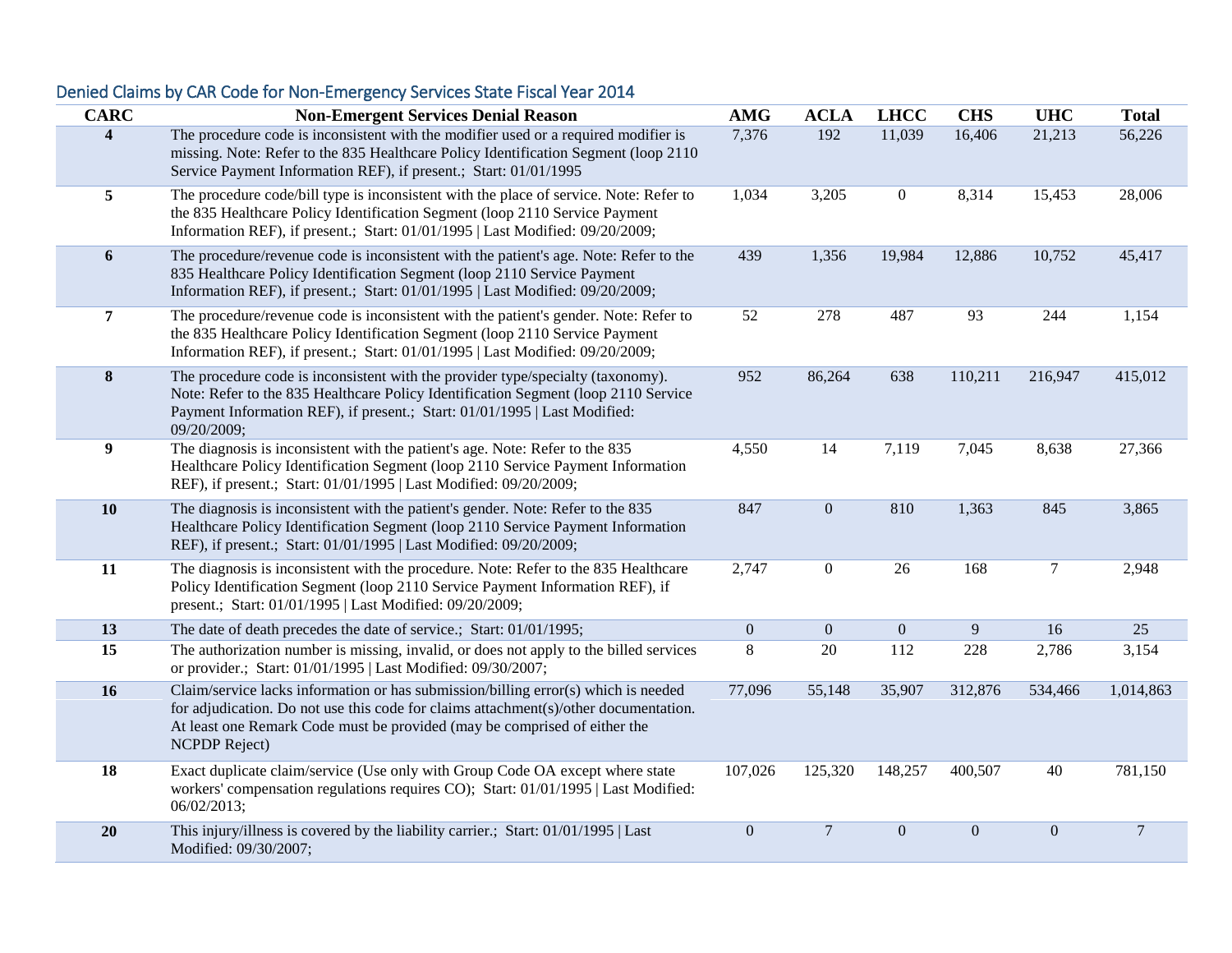## Denied Claims by CAR Code for Non-Emergency Services State Fiscal Year 2014

| CARC | Non-Emergent Services Denial Reason | AMG | ACLA | LHCC | CHS | UHC | Total |
|---|---|---|---|---|---|---|---|
| 4 | The procedure code is inconsistent with the modifier used or a required modifier is missing. Note: Refer to the 835 Healthcare Policy Identification Segment (loop 2110 Service Payment Information REF), if present.; Start: 01/01/1995 | 7,376 | 192 | 11,039 | 16,406 | 21,213 | 56,226 |
| 5 | The procedure code/bill type is inconsistent with the place of service. Note: Refer to the 835 Healthcare Policy Identification Segment (loop 2110 Service Payment Information REF), if present.; Start: 01/01/1995 \| Last Modified: 09/20/2009; | 1,034 | 3,205 | 0 | 8,314 | 15,453 | 28,006 |
| 6 | The procedure/revenue code is inconsistent with the patient's age. Note: Refer to the 835 Healthcare Policy Identification Segment (loop 2110 Service Payment Information REF), if present.; Start: 01/01/1995 \| Last Modified: 09/20/2009; | 439 | 1,356 | 19,984 | 12,886 | 10,752 | 45,417 |
| 7 | The procedure/revenue code is inconsistent with the patient's gender. Note: Refer to the 835 Healthcare Policy Identification Segment (loop 2110 Service Payment Information REF), if present.; Start: 01/01/1995 \| Last Modified: 09/20/2009; | 52 | 278 | 487 | 93 | 244 | 1,154 |
| 8 | The procedure code is inconsistent with the provider type/specialty (taxonomy). Note: Refer to the 835 Healthcare Policy Identification Segment (loop 2110 Service Payment Information REF), if present.; Start: 01/01/1995 \| Last Modified: 09/20/2009; | 952 | 86,264 | 638 | 110,211 | 216,947 | 415,012 |
| 9 | The diagnosis is inconsistent with the patient's age. Note: Refer to the 835 Healthcare Policy Identification Segment (loop 2110 Service Payment Information REF), if present.; Start: 01/01/1995 \| Last Modified: 09/20/2009; | 4,550 | 14 | 7,119 | 7,045 | 8,638 | 27,366 |
| 10 | The diagnosis is inconsistent with the patient's gender. Note: Refer to the 835 Healthcare Policy Identification Segment (loop 2110 Service Payment Information REF), if present.; Start: 01/01/1995 \| Last Modified: 09/20/2009; | 847 | 0 | 810 | 1,363 | 845 | 3,865 |
| 11 | The diagnosis is inconsistent with the procedure. Note: Refer to the 835 Healthcare Policy Identification Segment (loop 2110 Service Payment Information REF), if present.; Start: 01/01/1995 \| Last Modified: 09/20/2009; | 2,747 | 0 | 26 | 168 | 7 | 2,948 |
| 13 | The date of death precedes the date of service.; Start: 01/01/1995; | 0 | 0 | 0 | 9 | 16 | 25 |
| 15 | The authorization number is missing, invalid, or does not apply to the billed services or provider.; Start: 01/01/1995 \| Last Modified: 09/30/2007; | 8 | 20 | 112 | 228 | 2,786 | 3,154 |
| 16 | Claim/service lacks information or has submission/billing error(s) which is needed for adjudication. Do not use this code for claims attachment(s)/other documentation. At least one Remark Code must be provided (may be comprised of either the NCPDP Reject) | 77,096 | 55,148 | 35,907 | 312,876 | 534,466 | 1,014,863 |
| 18 | Exact duplicate claim/service (Use only with Group Code OA except where state workers' compensation regulations requires CO); Start: 01/01/1995 \| Last Modified: 06/02/2013; | 107,026 | 125,320 | 148,257 | 400,507 | 40 | 781,150 |
| 20 | This injury/illness is covered by the liability carrier.; Start: 01/01/1995 \| Last Modified: 09/30/2007; | 0 | 7 | 0 | 0 | 0 | 7 |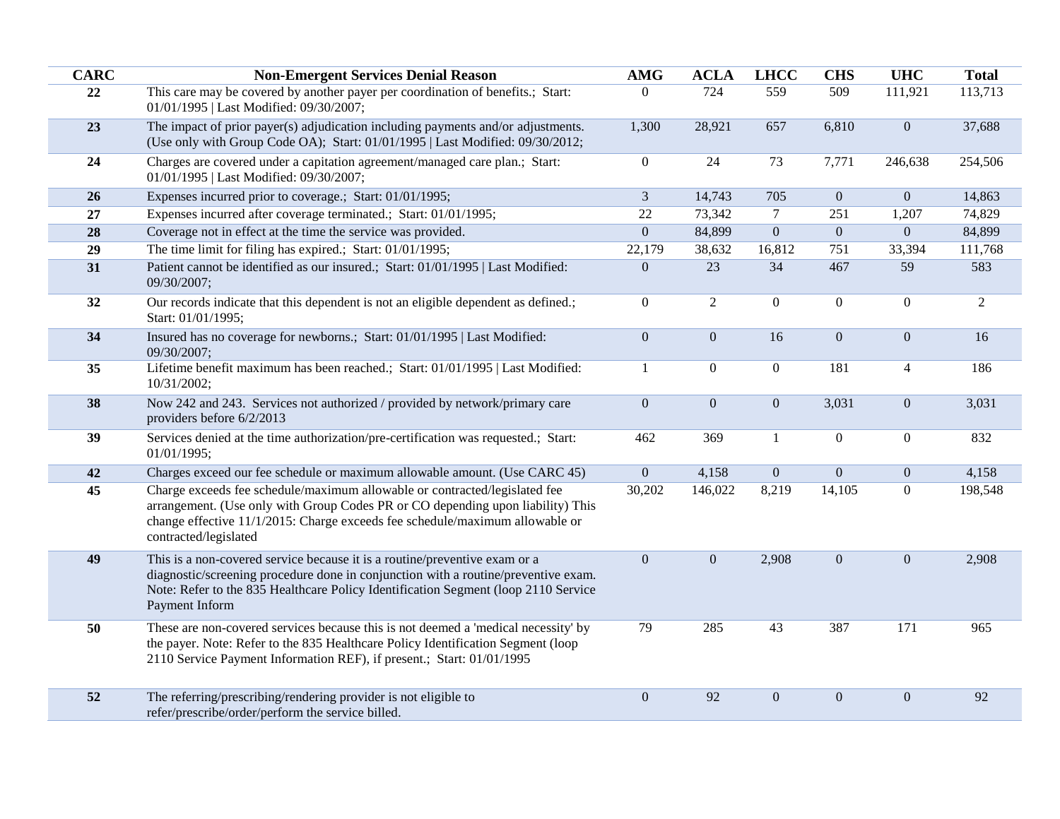| CARC | Non-Emergent Services Denial Reason | AMG | ACLA | LHCC | CHS | UHC | Total |
|---|---|---|---|---|---|---|---|
| 22 | This care may be covered by another payer per coordination of benefits.; Start: 01/01/1995 \| Last Modified: 09/30/2007; | 0 | 724 | 559 | 509 | 111,921 | 113,713 |
| 23 | The impact of prior payer(s) adjudication including payments and/or adjustments. (Use only with Group Code OA); Start: 01/01/1995 \| Last Modified: 09/30/2012; | 1,300 | 28,921 | 657 | 6,810 | 0 | 37,688 |
| 24 | Charges are covered under a capitation agreement/managed care plan.; Start: 01/01/1995 \| Last Modified: 09/30/2007; | 0 | 24 | 73 | 7,771 | 246,638 | 254,506 |
| 26 | Expenses incurred prior to coverage.; Start: 01/01/1995; | 3 | 14,743 | 705 | 0 | 0 | 14,863 |
| 27 | Expenses incurred after coverage terminated.; Start: 01/01/1995; | 22 | 73,342 | 7 | 251 | 1,207 | 74,829 |
| 28 | Coverage not in effect at the time the service was provided. | 0 | 84,899 | 0 | 0 | 0 | 84,899 |
| 29 | The time limit for filing has expired.; Start: 01/01/1995; | 22,179 | 38,632 | 16,812 | 751 | 33,394 | 111,768 |
| 31 | Patient cannot be identified as our insured.; Start: 01/01/1995 \| Last Modified: 09/30/2007; | 0 | 23 | 34 | 467 | 59 | 583 |
| 32 | Our records indicate that this dependent is not an eligible dependent as defined.; Start: 01/01/1995; | 0 | 2 | 0 | 0 | 0 | 2 |
| 34 | Insured has no coverage for newborns.; Start: 01/01/1995 \| Last Modified: 09/30/2007; | 0 | 0 | 16 | 0 | 0 | 16 |
| 35 | Lifetime benefit maximum has been reached.; Start: 01/01/1995 \| Last Modified: 10/31/2002; | 1 | 0 | 0 | 181 | 4 | 186 |
| 38 | Now 242 and 243. Services not authorized / provided by network/primary care providers before 6/2/2013 | 0 | 0 | 0 | 3,031 | 0 | 3,031 |
| 39 | Services denied at the time authorization/pre-certification was requested.; Start: 01/01/1995; | 462 | 369 | 1 | 0 | 0 | 832 |
| 42 | Charges exceed our fee schedule or maximum allowable amount. (Use CARC 45) | 0 | 4,158 | 0 | 0 | 0 | 4,158 |
| 45 | Charge exceeds fee schedule/maximum allowable or contracted/legislated fee arrangement. (Use only with Group Codes PR or CO depending upon liability) This change effective 11/1/2015: Charge exceeds fee schedule/maximum allowable or contracted/legislated | 30,202 | 146,022 | 8,219 | 14,105 | 0 | 198,548 |
| 49 | This is a non-covered service because it is a routine/preventive exam or a diagnostic/screening procedure done in conjunction with a routine/preventive exam. Note: Refer to the 835 Healthcare Policy Identification Segment (loop 2110 Service Payment Inform | 0 | 0 | 2,908 | 0 | 0 | 2,908 |
| 50 | These are non-covered services because this is not deemed a 'medical necessity' by the payer. Note: Refer to the 835 Healthcare Policy Identification Segment (loop 2110 Service Payment Information REF), if present.; Start: 01/01/1995 | 79 | 285 | 43 | 387 | 171 | 965 |
| 52 | The referring/prescribing/rendering provider is not eligible to refer/prescribe/order/perform the service billed. | 0 | 92 | 0 | 0 | 0 | 92 |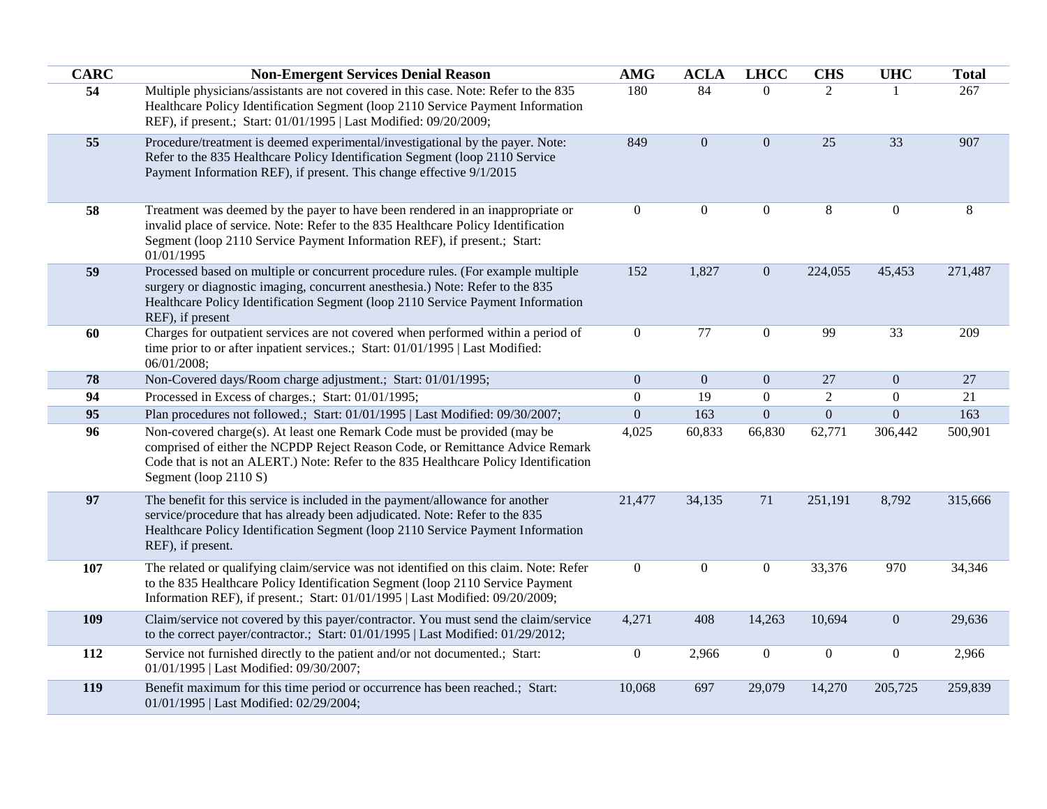| CARC | Non-Emergent Services Denial Reason | AMG | ACLA | LHCC | CHS | UHC | Total |
|---|---|---|---|---|---|---|---|
| 54 | Multiple physicians/assistants are not covered in this case. Note: Refer to the 835 Healthcare Policy Identification Segment (loop 2110 Service Payment Information REF), if present.; Start: 01/01/1995 \| Last Modified: 09/20/2009; | 180 | 84 | 0 | 2 | 1 | 267 |
| 55 | Procedure/treatment is deemed experimental/investigational by the payer. Note: Refer to the 835 Healthcare Policy Identification Segment (loop 2110 Service Payment Information REF), if present. This change effective 9/1/2015 | 849 | 0 | 0 | 25 | 33 | 907 |
| 58 | Treatment was deemed by the payer to have been rendered in an inappropriate or invalid place of service. Note: Refer to the 835 Healthcare Policy Identification Segment (loop 2110 Service Payment Information REF), if present.; Start: 01/01/1995 | 0 | 0 | 0 | 8 | 0 | 8 |
| 59 | Processed based on multiple or concurrent procedure rules. (For example multiple surgery or diagnostic imaging, concurrent anesthesia.) Note: Refer to the 835 Healthcare Policy Identification Segment (loop 2110 Service Payment Information REF), if present | 152 | 1,827 | 0 | 224,055 | 45,453 | 271,487 |
| 60 | Charges for outpatient services are not covered when performed within a period of time prior to or after inpatient services.; Start: 01/01/1995 \| Last Modified: 06/01/2008; | 0 | 77 | 0 | 99 | 33 | 209 |
| 78 | Non-Covered days/Room charge adjustment.; Start: 01/01/1995; | 0 | 0 | 0 | 27 | 0 | 27 |
| 94 | Processed in Excess of charges.; Start: 01/01/1995; | 0 | 19 | 0 | 2 | 0 | 21 |
| 95 | Plan procedures not followed.; Start: 01/01/1995 \| Last Modified: 09/30/2007; | 0 | 163 | 0 | 0 | 0 | 163 |
| 96 | Non-covered charge(s). At least one Remark Code must be provided (may be comprised of either the NCPDP Reject Reason Code, or Remittance Advice Remark Code that is not an ALERT.) Note: Refer to the 835 Healthcare Policy Identification Segment (loop 2110 S) | 4,025 | 60,833 | 66,830 | 62,771 | 306,442 | 500,901 |
| 97 | The benefit for this service is included in the payment/allowance for another service/procedure that has already been adjudicated. Note: Refer to the 835 Healthcare Policy Identification Segment (loop 2110 Service Payment Information REF), if present. | 21,477 | 34,135 | 71 | 251,191 | 8,792 | 315,666 |
| 107 | The related or qualifying claim/service was not identified on this claim. Note: Refer to the 835 Healthcare Policy Identification Segment (loop 2110 Service Payment Information REF), if present.; Start: 01/01/1995 \| Last Modified: 09/20/2009; | 0 | 0 | 0 | 33,376 | 970 | 34,346 |
| 109 | Claim/service not covered by this payer/contractor. You must send the claim/service to the correct payer/contractor.; Start: 01/01/1995 \| Last Modified: 01/29/2012; | 4,271 | 408 | 14,263 | 10,694 | 0 | 29,636 |
| 112 | Service not furnished directly to the patient and/or not documented.; Start: 01/01/1995 \| Last Modified: 09/30/2007; | 0 | 2,966 | 0 | 0 | 0 | 2,966 |
| 119 | Benefit maximum for this time period or occurrence has been reached.; Start: 01/01/1995 \| Last Modified: 02/29/2004; | 10,068 | 697 | 29,079 | 14,270 | 205,725 | 259,839 |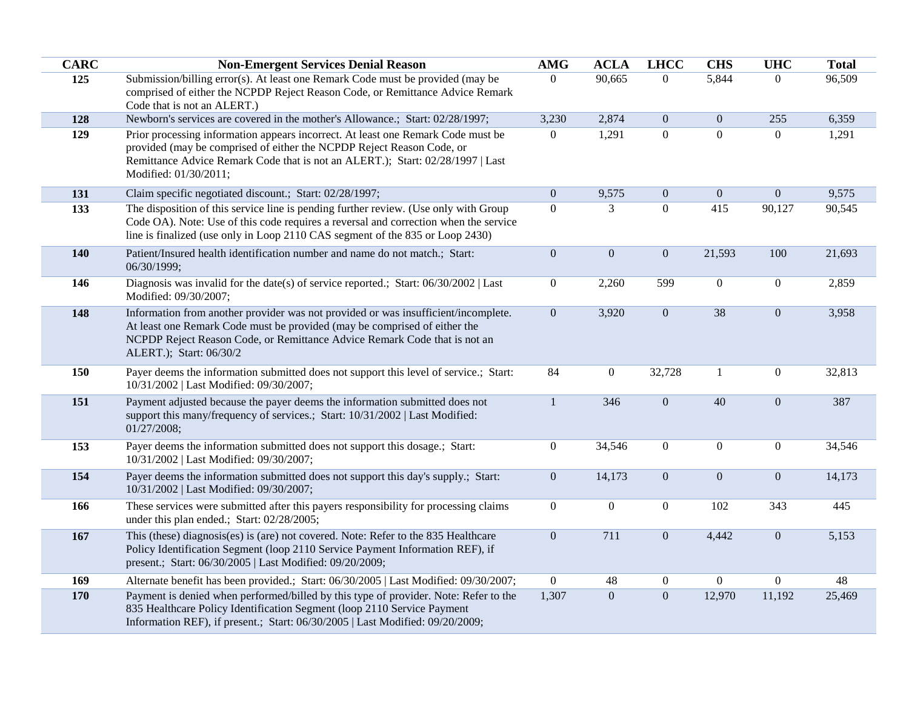| CARC | Non-Emergent Services Denial Reason | AMG | ACLA | LHCC | CHS | UHC | Total |
|---|---|---|---|---|---|---|---|
| 125 | Submission/billing error(s). At least one Remark Code must be provided (may be comprised of either the NCPDP Reject Reason Code, or Remittance Advice Remark Code that is not an ALERT.) | 0 | 90,665 | 0 | 5,844 | 0 | 96,509 |
| 128 | Newborn's services are covered in the mother's Allowance.; Start: 02/28/1997; | 3,230 | 2,874 | 0 | 0 | 255 | 6,359 |
| 129 | Prior processing information appears incorrect. At least one Remark Code must be provided (may be comprised of either the NCPDP Reject Reason Code, or Remittance Advice Remark Code that is not an ALERT.); Start: 02/28/1997 \| Last Modified: 01/30/2011; | 0 | 1,291 | 0 | 0 | 0 | 1,291 |
| 131 | Claim specific negotiated discount.; Start: 02/28/1997; | 0 | 9,575 | 0 | 0 | 0 | 9,575 |
| 133 | The disposition of this service line is pending further review. (Use only with Group Code OA). Note: Use of this code requires a reversal and correction when the service line is finalized (use only in Loop 2110 CAS segment of the 835 or Loop 2430) | 0 | 3 | 0 | 415 | 90,127 | 90,545 |
| 140 | Patient/Insured health identification number and name do not match.; Start: 06/30/1999; | 0 | 0 | 0 | 21,593 | 100 | 21,693 |
| 146 | Diagnosis was invalid for the date(s) of service reported.; Start: 06/30/2002 \| Last Modified: 09/30/2007; | 0 | 2,260 | 599 | 0 | 0 | 2,859 |
| 148 | Information from another provider was not provided or was insufficient/incomplete. At least one Remark Code must be provided (may be comprised of either the NCPDP Reject Reason Code, or Remittance Advice Remark Code that is not an ALERT.); Start: 06/30/2 | 0 | 3,920 | 0 | 38 | 0 | 3,958 |
| 150 | Payer deems the information submitted does not support this level of service.; Start: 10/31/2002 \| Last Modified: 09/30/2007; | 84 | 0 | 32,728 | 1 | 0 | 32,813 |
| 151 | Payment adjusted because the payer deems the information submitted does not support this many/frequency of services.; Start: 10/31/2002 \| Last Modified: 01/27/2008; | 1 | 346 | 0 | 40 | 0 | 387 |
| 153 | Payer deems the information submitted does not support this dosage.; Start: 10/31/2002 \| Last Modified: 09/30/2007; | 0 | 34,546 | 0 | 0 | 0 | 34,546 |
| 154 | Payer deems the information submitted does not support this day's supply.; Start: 10/31/2002 \| Last Modified: 09/30/2007; | 0 | 14,173 | 0 | 0 | 0 | 14,173 |
| 166 | These services were submitted after this payers responsibility for processing claims under this plan ended.; Start: 02/28/2005; | 0 | 0 | 0 | 102 | 343 | 445 |
| 167 | This (these) diagnosis(es) is (are) not covered. Note: Refer to the 835 Healthcare Policy Identification Segment (loop 2110 Service Payment Information REF), if present.; Start: 06/30/2005 \| Last Modified: 09/20/2009; | 0 | 711 | 0 | 4,442 | 0 | 5,153 |
| 169 | Alternate benefit has been provided.; Start: 06/30/2005 \| Last Modified: 09/30/2007; | 0 | 48 | 0 | 0 | 0 | 48 |
| 170 | Payment is denied when performed/billed by this type of provider. Note: Refer to the 835 Healthcare Policy Identification Segment (loop 2110 Service Payment Information REF), if present.; Start: 06/30/2005 \| Last Modified: 09/20/2009; | 1,307 | 0 | 0 | 12,970 | 11,192 | 25,469 |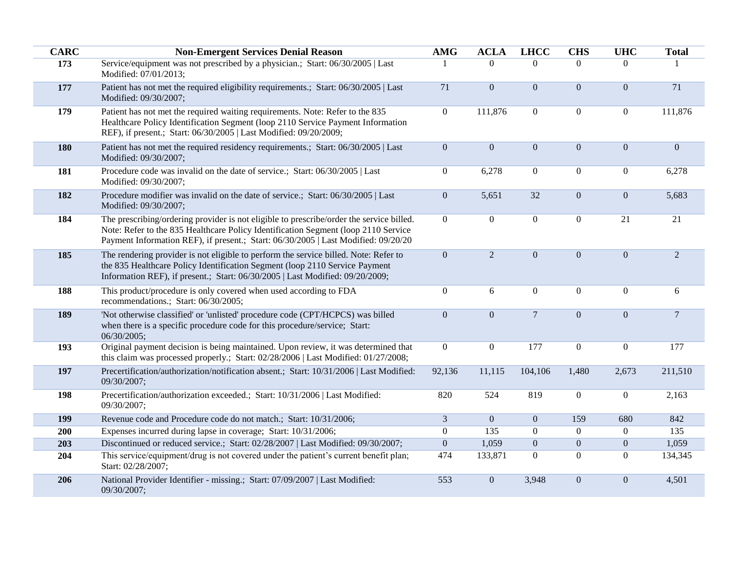| CARC | Non-Emergent Services Denial Reason | AMG | ACLA | LHCC | CHS | UHC | Total |
|---|---|---|---|---|---|---|---|
| 173 | Service/equipment was not prescribed by a physician.; Start: 06/30/2005 \| Last Modified: 07/01/2013; | 1 | 0 | 0 | 0 | 0 | 1 |
| 177 | Patient has not met the required eligibility requirements.; Start: 06/30/2005 \| Last Modified: 09/30/2007; | 71 | 0 | 0 | 0 | 0 | 71 |
| 179 | Patient has not met the required waiting requirements. Note: Refer to the 835 Healthcare Policy Identification Segment (loop 2110 Service Payment Information REF), if present.; Start: 06/30/2005 \| Last Modified: 09/20/2009; | 0 | 111,876 | 0 | 0 | 0 | 111,876 |
| 180 | Patient has not met the required residency requirements.; Start: 06/30/2005 \| Last Modified: 09/30/2007; | 0 | 0 | 0 | 0 | 0 | 0 |
| 181 | Procedure code was invalid on the date of service.; Start: 06/30/2005 \| Last Modified: 09/30/2007; | 0 | 6,278 | 0 | 0 | 0 | 6,278 |
| 182 | Procedure modifier was invalid on the date of service.; Start: 06/30/2005 \| Last Modified: 09/30/2007; | 0 | 5,651 | 32 | 0 | 0 | 5,683 |
| 184 | The prescribing/ordering provider is not eligible to prescribe/order the service billed. Note: Refer to the 835 Healthcare Policy Identification Segment (loop 2110 Service Payment Information REF), if present.; Start: 06/30/2005 \| Last Modified: 09/20/20 | 0 | 0 | 0 | 0 | 21 | 21 |
| 185 | The rendering provider is not eligible to perform the service billed. Note: Refer to the 835 Healthcare Policy Identification Segment (loop 2110 Service Payment Information REF), if present.; Start: 06/30/2005 \| Last Modified: 09/20/2009; | 0 | 2 | 0 | 0 | 0 | 2 |
| 188 | This product/procedure is only covered when used according to FDA recommendations.; Start: 06/30/2005; | 0 | 6 | 0 | 0 | 0 | 6 |
| 189 | 'Not otherwise classified' or 'unlisted' procedure code (CPT/HCPCS) was billed when there is a specific procedure code for this procedure/service; Start: 06/30/2005; | 0 | 0 | 7 | 0 | 0 | 7 |
| 193 | Original payment decision is being maintained. Upon review, it was determined that this claim was processed properly.; Start: 02/28/2006 \| Last Modified: 01/27/2008; | 0 | 0 | 177 | 0 | 0 | 177 |
| 197 | Precertification/authorization/notification absent.; Start: 10/31/2006 \| Last Modified: 09/30/2007; | 92,136 | 11,115 | 104,106 | 1,480 | 2,673 | 211,510 |
| 198 | Precertification/authorization exceeded.; Start: 10/31/2006 \| Last Modified: 09/30/2007; | 820 | 524 | 819 | 0 | 0 | 2,163 |
| 199 | Revenue code and Procedure code do not match.; Start: 10/31/2006; | 3 | 0 | 0 | 159 | 680 | 842 |
| 200 | Expenses incurred during lapse in coverage; Start: 10/31/2006; | 0 | 135 | 0 | 0 | 0 | 135 |
| 203 | Discontinued or reduced service.; Start: 02/28/2007 \| Last Modified: 09/30/2007; | 0 | 1,059 | 0 | 0 | 0 | 1,059 |
| 204 | This service/equipment/drug is not covered under the patient's current benefit plan; Start: 02/28/2007; | 474 | 133,871 | 0 | 0 | 0 | 134,345 |
| 206 | National Provider Identifier - missing.; Start: 07/09/2007 \| Last Modified: 09/30/2007; | 553 | 0 | 3,948 | 0 | 0 | 4,501 |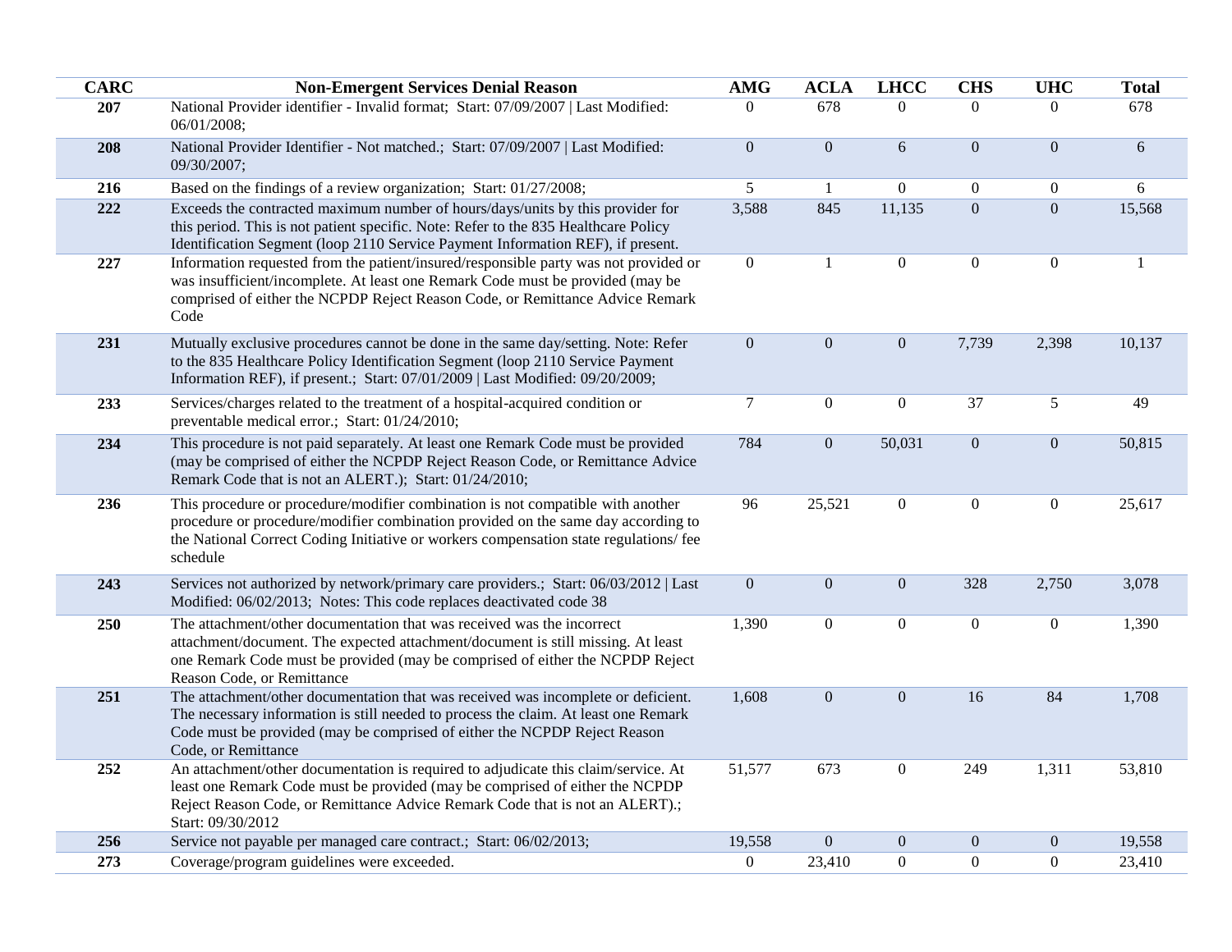| CARC | Non-Emergent Services Denial Reason | AMG | ACLA | LHCC | CHS | UHC | Total |
|---|---|---|---|---|---|---|---|
| 207 | National Provider identifier - Invalid format; Start: 07/09/2007 \| Last Modified: 06/01/2008; | 0 | 678 | 0 | 0 | 0 | 678 |
| 208 | National Provider Identifier - Not matched.; Start: 07/09/2007 \| Last Modified: 09/30/2007; | 0 | 0 | 6 | 0 | 0 | 6 |
| 216 | Based on the findings of a review organization; Start: 01/27/2008; | 5 | 1 | 0 | 0 | 0 | 6 |
| 222 | Exceeds the contracted maximum number of hours/days/units by this provider for this period. This is not patient specific. Note: Refer to the 835 Healthcare Policy Identification Segment (loop 2110 Service Payment Information REF), if present. | 3,588 | 845 | 11,135 | 0 | 0 | 15,568 |
| 227 | Information requested from the patient/insured/responsible party was not provided or was insufficient/incomplete. At least one Remark Code must be provided (may be comprised of either the NCPDP Reject Reason Code, or Remittance Advice Remark Code | 0 | 1 | 0 | 0 | 0 | 1 |
| 231 | Mutually exclusive procedures cannot be done in the same day/setting. Note: Refer to the 835 Healthcare Policy Identification Segment (loop 2110 Service Payment Information REF), if present.; Start: 07/01/2009 \| Last Modified: 09/20/2009; | 0 | 0 | 0 | 7,739 | 2,398 | 10,137 |
| 233 | Services/charges related to the treatment of a hospital-acquired condition or preventable medical error.; Start: 01/24/2010; | 7 | 0 | 0 | 37 | 5 | 49 |
| 234 | This procedure is not paid separately. At least one Remark Code must be provided (may be comprised of either the NCPDP Reject Reason Code, or Remittance Advice Remark Code that is not an ALERT.); Start: 01/24/2010; | 784 | 0 | 50,031 | 0 | 0 | 50,815 |
| 236 | This procedure or procedure/modifier combination is not compatible with another procedure or procedure/modifier combination provided on the same day according to the National Correct Coding Initiative or workers compensation state regulations/ fee schedule | 96 | 25,521 | 0 | 0 | 0 | 25,617 |
| 243 | Services not authorized by network/primary care providers.; Start: 06/03/2012 \| Last Modified: 06/02/2013; Notes: This code replaces deactivated code 38 | 0 | 0 | 0 | 328 | 2,750 | 3,078 |
| 250 | The attachment/other documentation that was received was the incorrect attachment/document. The expected attachment/document is still missing. At least one Remark Code must be provided (may be comprised of either the NCPDP Reject Reason Code, or Remittance | 1,390 | 0 | 0 | 0 | 0 | 1,390 |
| 251 | The attachment/other documentation that was received was incomplete or deficient. The necessary information is still needed to process the claim. At least one Remark Code must be provided (may be comprised of either the NCPDP Reject Reason Code, or Remittance | 1,608 | 0 | 0 | 16 | 84 | 1,708 |
| 252 | An attachment/other documentation is required to adjudicate this claim/service. At least one Remark Code must be provided (may be comprised of either the NCPDP Reject Reason Code, or Remittance Advice Remark Code that is not an ALERT).; Start: 09/30/2012 | 51,577 | 673 | 0 | 249 | 1,311 | 53,810 |
| 256 | Service not payable per managed care contract.; Start: 06/02/2013; | 19,558 | 0 | 0 | 0 | 0 | 19,558 |
| 273 | Coverage/program guidelines were exceeded. | 0 | 23,410 | 0 | 0 | 0 | 23,410 |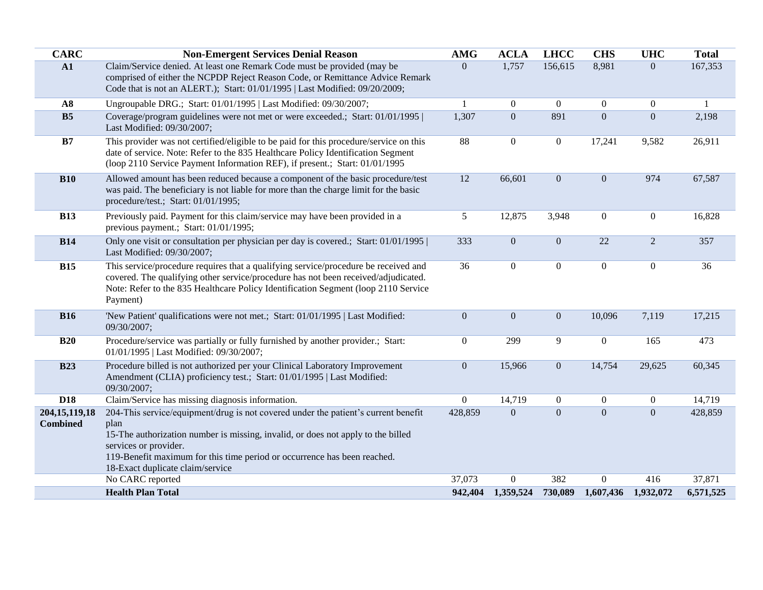| CARC | Non-Emergent Services Denial Reason | AMG | ACLA | LHCC | CHS | UHC | Total |
|---|---|---|---|---|---|---|---|
| **A1** | Claim/Service denied. At least one Remark Code must be provided (may be comprised of either the NCPDP Reject Reason Code, or Remittance Advice Remark Code that is not an ALERT.); Start: 01/01/1995 \| Last Modified: 09/20/2009; | 0 | 1,757 | 156,615 | 8,981 | 0 | 167,353 |
| **A8** | Ungroupable DRG.; Start: 01/01/1995 \| Last Modified: 09/30/2007; | 1 | 0 | 0 | 0 | 0 | 1 |
| **B5** | Coverage/program guidelines were not met or were exceeded.; Start: 01/01/1995 \| Last Modified: 09/30/2007; | 1,307 | 0 | 891 | 0 | 0 | 2,198 |
| **B7** | This provider was not certified/eligible to be paid for this procedure/service on this date of service. Note: Refer to the 835 Healthcare Policy Identification Segment (loop 2110 Service Payment Information REF), if present.; Start: 01/01/1995 | 88 | 0 | 0 | 17,241 | 9,582 | 26,911 |
| **B10** | Allowed amount has been reduced because a component of the basic procedure/test was paid. The beneficiary is not liable for more than the charge limit for the basic procedure/test.; Start: 01/01/1995; | 12 | 66,601 | 0 | 0 | 974 | 67,587 |
| **B13** | Previously paid. Payment for this claim/service may have been provided in a previous payment.; Start: 01/01/1995; | 5 | 12,875 | 3,948 | 0 | 0 | 16,828 |
| **B14** | Only one visit or consultation per physician per day is covered.; Start: 01/01/1995 \| Last Modified: 09/30/2007; | 333 | 0 | 0 | 22 | 2 | 357 |
| **B15** | This service/procedure requires that a qualifying service/procedure be received and covered. The qualifying other service/procedure has not been received/adjudicated. Note: Refer to the 835 Healthcare Policy Identification Segment (loop 2110 Service Payment) | 36 | 0 | 0 | 0 | 0 | 36 |
| **B16** | 'New Patient' qualifications were not met.; Start: 01/01/1995 \| Last Modified: 09/30/2007; | 0 | 0 | 0 | 10,096 | 7,119 | 17,215 |
| **B20** | Procedure/service was partially or fully furnished by another provider.; Start: 01/01/1995 \| Last Modified: 09/30/2007; | 0 | 299 | 9 | 0 | 165 | 473 |
| **B23** | Procedure billed is not authorized per your Clinical Laboratory Improvement Amendment (CLIA) proficiency test.; Start: 01/01/1995 \| Last Modified: 09/30/2007; | 0 | 15,966 | 0 | 14,754 | 29,625 | 60,345 |
| **D18** | Claim/Service has missing diagnosis information. | 0 | 14,719 | 0 | 0 | 0 | 14,719 |
| **204,15,119,18 Combined** | 204-This service/equipment/drug is not covered under the patient's current benefit plan<br>15-The authorization number is missing, invalid, or does not apply to the billed services or provider.<br>119-Benefit maximum for this time period or occurrence has been reached.<br>18-Exact duplicate claim/service | 428,859 | 0 | 0 | 0 | 0 | 428,859 |
| | No CARC reported | 37,073 | 0 | 382 | 0 | 416 | 37,871 |
| | **Health Plan Total** | **942,404** | **1,359,524** | **730,089** | **1,607,436** | **1,932,072** | **6,571,525** |